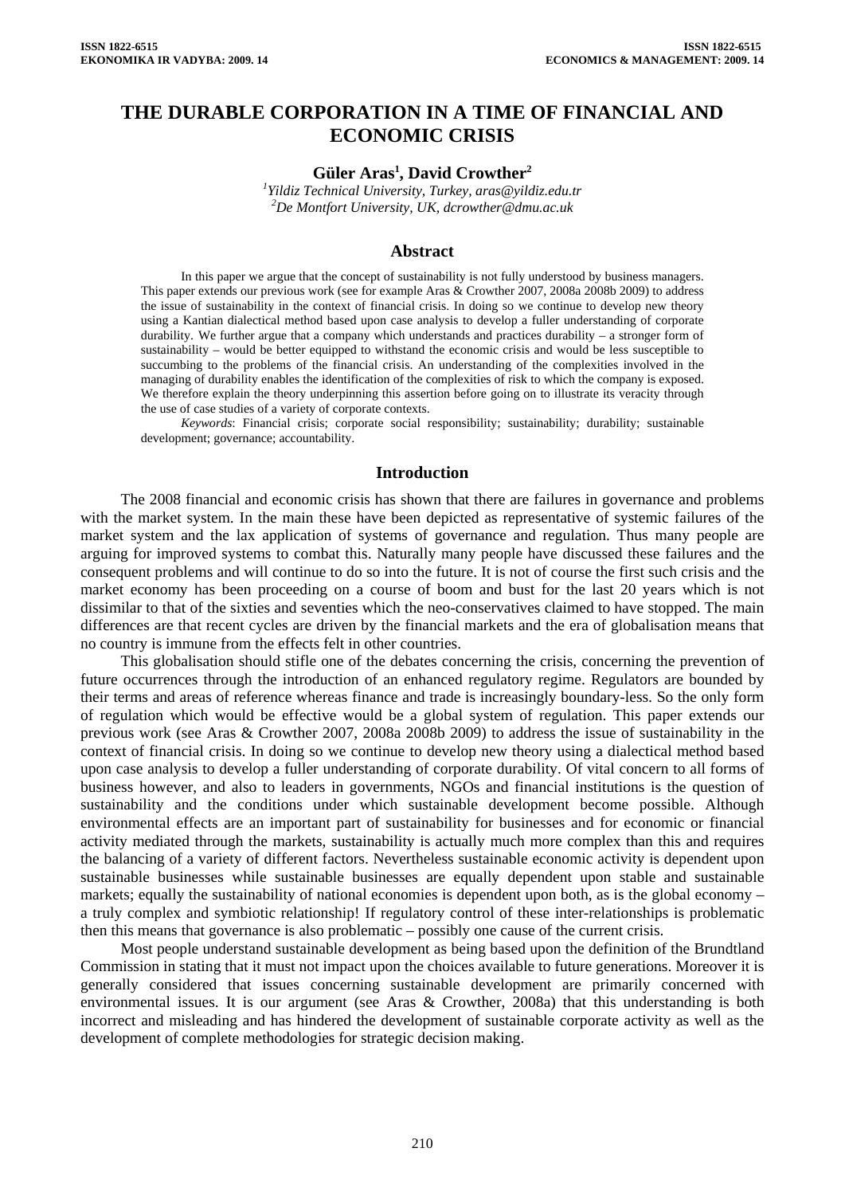# THE DURABLE CORPORATION IN A TIME OF FINANCIAL AND ECONOMIC CRISIS

**Güler Aras[1], David Crowther[2]**

*[1]Yildiz Technical University, Turkey, aras@yildiz.edu.tr*
*[2]De Montfort University, UK, dcrowther@dmu.ac.uk*

## Abstract

In this paper we argue that the concept of sustainability is not fully understood by business managers. This paper extends our previous work (see for example Aras & Crowther 2007, 2008a 2008b 2009) to address the issue of sustainability in the context of financial crisis. In doing so we continue to develop new theory using a Kantian dialectical method based upon case analysis to develop a fuller understanding of corporate durability. We further argue that a company which understands and practices durability – a stronger form of sustainability – would be better equipped to withstand the economic crisis and would be less susceptible to succumbing to the problems of the financial crisis. An understanding of the complexities involved in the managing of durability enables the identification of the complexities of risk to which the company is exposed. We therefore explain the theory underpinning this assertion before going on to illustrate its veracity through the use of case studies of a variety of corporate contexts.

*Keywords*: Financial crisis; corporate social responsibility; sustainability; durability; sustainable development; governance; accountability.

## Introduction

The 2008 financial and economic crisis has shown that there are failures in governance and problems with the market system. In the main these have been depicted as representative of systemic failures of the market system and the lax application of systems of governance and regulation. Thus many people are arguing for improved systems to combat this. Naturally many people have discussed these failures and the consequent problems and will continue to do so into the future. It is not of course the first such crisis and the market economy has been proceeding on a course of boom and bust for the last 20 years which is not dissimilar to that of the sixties and seventies which the neo-conservatives claimed to have stopped. The main differences are that recent cycles are driven by the financial markets and the era of globalisation means that no country is immune from the effects felt in other countries.

This globalisation should stifle one of the debates concerning the crisis, concerning the prevention of future occurrences through the introduction of an enhanced regulatory regime. Regulators are bounded by their terms and areas of reference whereas finance and trade is increasingly boundary-less. So the only form of regulation which would be effective would be a global system of regulation. This paper extends our previous work (see Aras & Crowther 2007, 2008a 2008b 2009) to address the issue of sustainability in the context of financial crisis. In doing so we continue to develop new theory using a dialectical method based upon case analysis to develop a fuller understanding of corporate durability. Of vital concern to all forms of business however, and also to leaders in governments, NGOs and financial institutions is the question of sustainability and the conditions under which sustainable development become possible. Although environmental effects are an important part of sustainability for businesses and for economic or financial activity mediated through the markets, sustainability is actually much more complex than this and requires the balancing of a variety of different factors. Nevertheless sustainable economic activity is dependent upon sustainable businesses while sustainable businesses are equally dependent upon stable and sustainable markets; equally the sustainability of national economies is dependent upon both, as is the global economy – a truly complex and symbiotic relationship! If regulatory control of these inter-relationships is problematic then this means that governance is also problematic – possibly one cause of the current crisis.

Most people understand sustainable development as being based upon the definition of the Brundtland Commission in stating that it must not impact upon the choices available to future generations. Moreover it is generally considered that issues concerning sustainable development are primarily concerned with environmental issues. It is our argument (see Aras & Crowther, 2008a) that this understanding is both incorrect and misleading and has hindered the development of sustainable corporate activity as well as the development of complete methodologies for strategic decision making.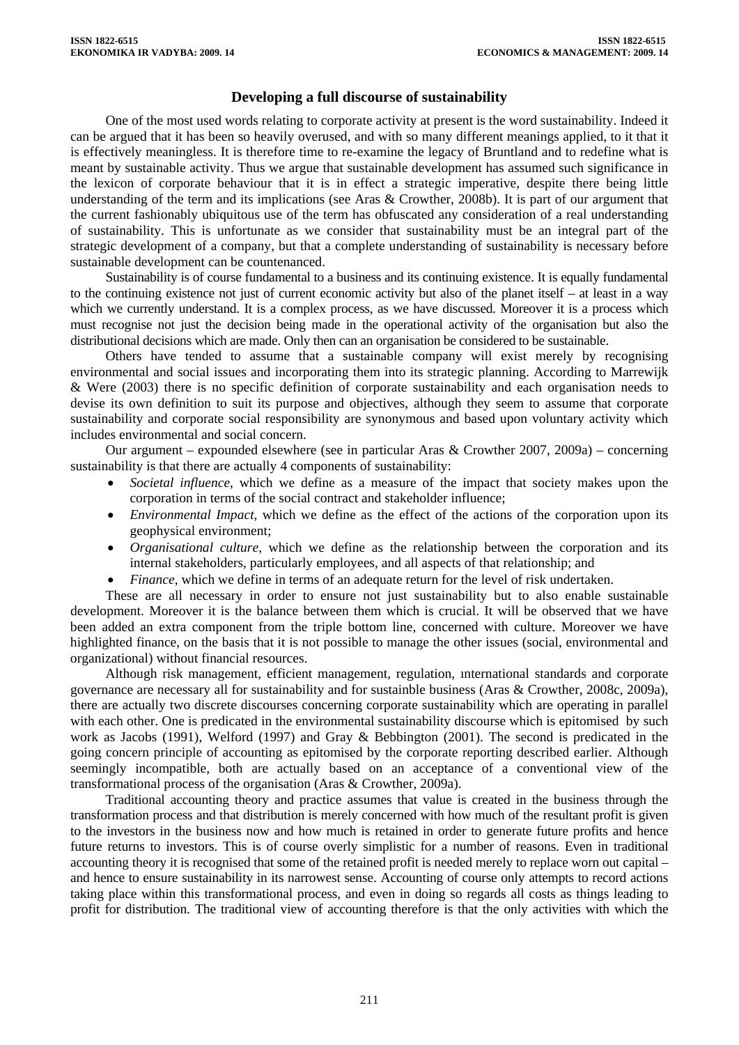## Developing a full discourse of sustainability

One of the most used words relating to corporate activity at present is the word sustainability. Indeed it can be argued that it has been so heavily overused, and with so many different meanings applied, to it that it is effectively meaningless. It is therefore time to re-examine the legacy of Bruntland and to redefine what is meant by sustainable activity. Thus we argue that sustainable development has assumed such significance in the lexicon of corporate behaviour that it is in effect a strategic imperative, despite there being little understanding of the term and its implications (see Aras & Crowther, 2008b). It is part of our argument that the current fashionably ubiquitous use of the term has obfuscated any consideration of a real understanding of sustainability. This is unfortunate as we consider that sustainability must be an integral part of the strategic development of a company, but that a complete understanding of sustainability is necessary before sustainable development can be countenanced.

Sustainability is of course fundamental to a business and its continuing existence. It is equally fundamental to the continuing existence not just of current economic activity but also of the planet itself – at least in a way which we currently understand. It is a complex process, as we have discussed. Moreover it is a process which must recognise not just the decision being made in the operational activity of the organisation but also the distributional decisions which are made. Only then can an organisation be considered to be sustainable.

Others have tended to assume that a sustainable company will exist merely by recognising environmental and social issues and incorporating them into its strategic planning. According to Marrewijk & Were (2003) there is no specific definition of corporate sustainability and each organisation needs to devise its own definition to suit its purpose and objectives, although they seem to assume that corporate sustainability and corporate social responsibility are synonymous and based upon voluntary activity which includes environmental and social concern.

Our argument – expounded elsewhere (see in particular Aras & Crowther 2007, 2009a) – concerning sustainability is that there are actually 4 components of sustainability:

- *Societal influence*, which we define as a measure of the impact that society makes upon the corporation in terms of the social contract and stakeholder influence;
- *Environmental Impact*, which we define as the effect of the actions of the corporation upon its geophysical environment;
- *Organisational culture*, which we define as the relationship between the corporation and its internal stakeholders, particularly employees, and all aspects of that relationship; and
- *Finance*, which we define in terms of an adequate return for the level of risk undertaken.

These are all necessary in order to ensure not just sustainability but to also enable sustainable development. Moreover it is the balance between them which is crucial. It will be observed that we have been added an extra component from the triple bottom line, concerned with culture. Moreover we have highlighted finance, on the basis that it is not possible to manage the other issues (social, environmental and organizational) without financial resources.

Although risk management, efficient management, regulation, ınternational standards and corporate governance are necessary all for sustainability and for sustainble business (Aras & Crowther, 2008c, 2009a), there are actually two discrete discourses concerning corporate sustainability which are operating in parallel with each other. One is predicated in the environmental sustainability discourse which is epitomised by such work as Jacobs (1991), Welford (1997) and Gray & Bebbington (2001). The second is predicated in the going concern principle of accounting as epitomised by the corporate reporting described earlier. Although seemingly incompatible, both are actually based on an acceptance of a conventional view of the transformational process of the organisation (Aras & Crowther, 2009a).

Traditional accounting theory and practice assumes that value is created in the business through the transformation process and that distribution is merely concerned with how much of the resultant profit is given to the investors in the business now and how much is retained in order to generate future profits and hence future returns to investors. This is of course overly simplistic for a number of reasons. Even in traditional accounting theory it is recognised that some of the retained profit is needed merely to replace worn out capital – and hence to ensure sustainability in its narrowest sense. Accounting of course only attempts to record actions taking place within this transformational process, and even in doing so regards all costs as things leading to profit for distribution. The traditional view of accounting therefore is that the only activities with which the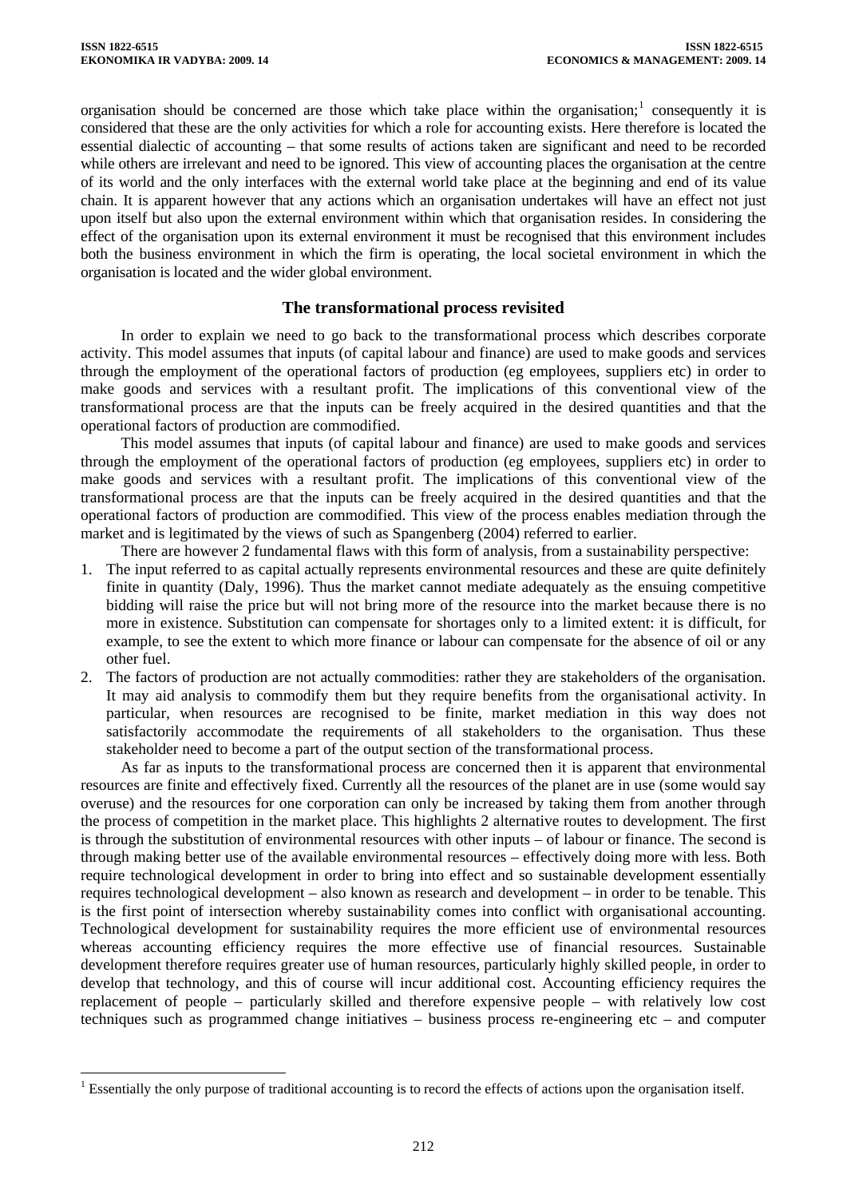organisation should be concerned are those which take place within the organisation;[1] consequently it is considered that these are the only activities for which a role for accounting exists. Here therefore is located the essential dialectic of accounting – that some results of actions taken are significant and need to be recorded while others are irrelevant and need to be ignored. This view of accounting places the organisation at the centre of its world and the only interfaces with the external world take place at the beginning and end of its value chain. It is apparent however that any actions which an organisation undertakes will have an effect not just upon itself but also upon the external environment within which that organisation resides. In considering the effect of the organisation upon its external environment it must be recognised that this environment includes both the business environment in which the firm is operating, the local societal environment in which the organisation is located and the wider global environment.

## The transformational process revisited

In order to explain we need to go back to the transformational process which describes corporate activity. This model assumes that inputs (of capital labour and finance) are used to make goods and services through the employment of the operational factors of production (eg employees, suppliers etc) in order to make goods and services with a resultant profit. The implications of this conventional view of the transformational process are that the inputs can be freely acquired in the desired quantities and that the operational factors of production are commodified.

This model assumes that inputs (of capital labour and finance) are used to make goods and services through the employment of the operational factors of production (eg employees, suppliers etc) in order to make goods and services with a resultant profit. The implications of this conventional view of the transformational process are that the inputs can be freely acquired in the desired quantities and that the operational factors of production are commodified. This view of the process enables mediation through the market and is legitimated by the views of such as Spangenberg (2004) referred to earlier.

There are however 2 fundamental flaws with this form of analysis, from a sustainability perspective:

1. The input referred to as capital actually represents environmental resources and these are quite definitely finite in quantity (Daly, 1996). Thus the market cannot mediate adequately as the ensuing competitive bidding will raise the price but will not bring more of the resource into the market because there is no more in existence. Substitution can compensate for shortages only to a limited extent: it is difficult, for example, to see the extent to which more finance or labour can compensate for the absence of oil or any other fuel.
2. The factors of production are not actually commodities: rather they are stakeholders of the organisation. It may aid analysis to commodify them but they require benefits from the organisational activity. In particular, when resources are recognised to be finite, market mediation in this way does not satisfactorily accommodate the requirements of all stakeholders to the organisation. Thus these stakeholder need to become a part of the output section of the transformational process.

As far as inputs to the transformational process are concerned then it is apparent that environmental resources are finite and effectively fixed. Currently all the resources of the planet are in use (some would say overuse) and the resources for one corporation can only be increased by taking them from another through the process of competition in the market place. This highlights 2 alternative routes to development. The first is through the substitution of environmental resources with other inputs – of labour or finance. The second is through making better use of the available environmental resources – effectively doing more with less. Both require technological development in order to bring into effect and so sustainable development essentially requires technological development – also known as research and development – in order to be tenable. This is the first point of intersection whereby sustainability comes into conflict with organisational accounting. Technological development for sustainability requires the more efficient use of environmental resources whereas accounting efficiency requires the more effective use of financial resources. Sustainable development therefore requires greater use of human resources, particularly highly skilled people, in order to develop that technology, and this of course will incur additional cost. Accounting efficiency requires the replacement of people – particularly skilled and therefore expensive people – with relatively low cost techniques such as programmed change initiatives – business process re-engineering etc – and computer

[1] Essentially the only purpose of traditional accounting is to record the effects of actions upon the organisation itself.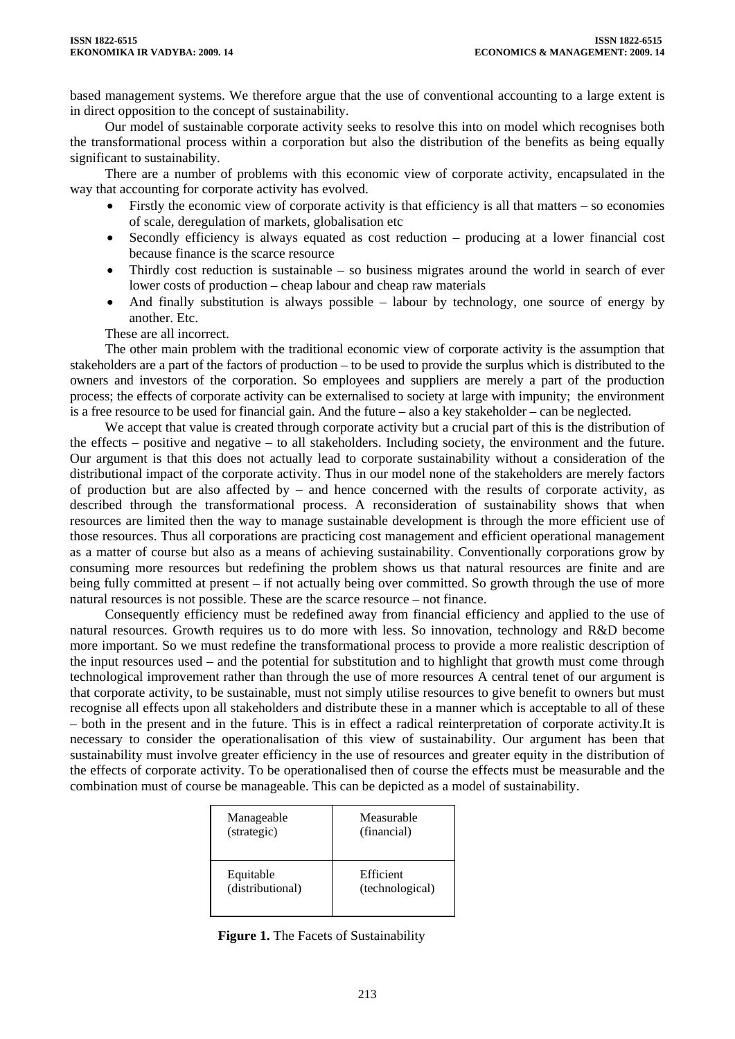based management systems. We therefore argue that the use of conventional accounting to a large extent is in direct opposition to the concept of sustainability.

Our model of sustainable corporate activity seeks to resolve this into on model which recognises both the transformational process within a corporation but also the distribution of the benefits as being equally significant to sustainability.

There are a number of problems with this economic view of corporate activity, encapsulated in the way that accounting for corporate activity has evolved.

- Firstly the economic view of corporate activity is that efficiency is all that matters – so economies of scale, deregulation of markets, globalisation etc
- Secondly efficiency is always equated as cost reduction – producing at a lower financial cost because finance is the scarce resource
- Thirdly cost reduction is sustainable – so business migrates around the world in search of ever lower costs of production – cheap labour and cheap raw materials
- And finally substitution is always possible – labour by technology, one source of energy by another. Etc.

These are all incorrect.

The other main problem with the traditional economic view of corporate activity is the assumption that stakeholders are a part of the factors of production – to be used to provide the surplus which is distributed to the owners and investors of the corporation. So employees and suppliers are merely a part of the production process; the effects of corporate activity can be externalised to society at large with impunity; the environment is a free resource to be used for financial gain. And the future – also a key stakeholder – can be neglected.

We accept that value is created through corporate activity but a crucial part of this is the distribution of the effects – positive and negative – to all stakeholders. Including society, the environment and the future. Our argument is that this does not actually lead to corporate sustainability without a consideration of the distributional impact of the corporate activity. Thus in our model none of the stakeholders are merely factors of production but are also affected by – and hence concerned with the results of corporate activity, as described through the transformational process. A reconsideration of sustainability shows that when resources are limited then the way to manage sustainable development is through the more efficient use of those resources. Thus all corporations are practicing cost management and efficient operational management as a matter of course but also as a means of achieving sustainability. Conventionally corporations grow by consuming more resources but redefining the problem shows us that natural resources are finite and are being fully committed at present – if not actually being over committed. So growth through the use of more natural resources is not possible. These are the scarce resource – not finance.

Consequently efficiency must be redefined away from financial efficiency and applied to the use of natural resources. Growth requires us to do more with less. So innovation, technology and R&D become more important. So we must redefine the transformational process to provide a more realistic description of the input resources used – and the potential for substitution and to highlight that growth must come through technological improvement rather than through the use of more resources A central tenet of our argument is that corporate activity, to be sustainable, must not simply utilise resources to give benefit to owners but must recognise all effects upon all stakeholders and distribute these in a manner which is acceptable to all of these – both in the present and in the future. This is in effect a radical reinterpretation of corporate activity.It is necessary to consider the operationalisation of this view of sustainability. Our argument has been that sustainability must involve greater efficiency in the use of resources and greater equity in the distribution of the effects of corporate activity. To be operationalised then of course the effects must be measurable and the combination must of course be manageable. This can be depicted as a model of sustainability.

| | |
|---|---|
| Manageable (strategic) | Measurable (financial) |
| Equitable (distributional) | Efficient (technological) |

**Figure 1.** The Facets of Sustainability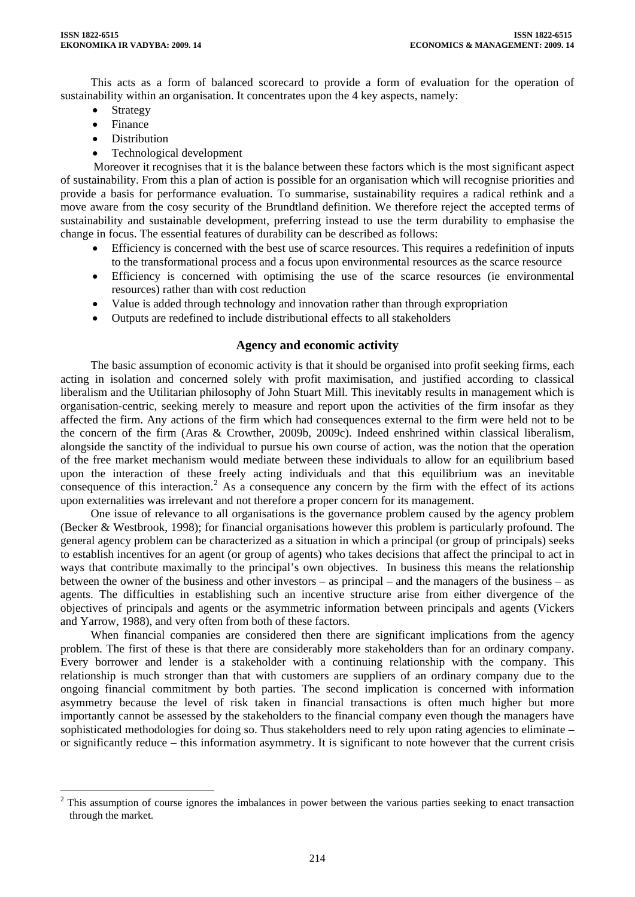This acts as a form of balanced scorecard to provide a form of evaluation for the operation of sustainability within an organisation. It concentrates upon the 4 key aspects, namely:

- Strategy
- Finance
- Distribution
- Technological development

Moreover it recognises that it is the balance between these factors which is the most significant aspect of sustainability. From this a plan of action is possible for an organisation which will recognise priorities and provide a basis for performance evaluation. To summarise, sustainability requires a radical rethink and a move aware from the cosy security of the Brundtland definition. We therefore reject the accepted terms of sustainability and sustainable development, preferring instead to use the term durability to emphasise the change in focus. The essential features of durability can be described as follows:

- Efficiency is concerned with the best use of scarce resources. This requires a redefinition of inputs to the transformational process and a focus upon environmental resources as the scarce resource
- Efficiency is concerned with optimising the use of the scarce resources (ie environmental resources) rather than with cost reduction
- Value is added through technology and innovation rather than through expropriation
- Outputs are redefined to include distributional effects to all stakeholders

## Agency and economic activity

The basic assumption of economic activity is that it should be organised into profit seeking firms, each acting in isolation and concerned solely with profit maximisation, and justified according to classical liberalism and the Utilitarian philosophy of John Stuart Mill. This inevitably results in management which is organisation-centric, seeking merely to measure and report upon the activities of the firm insofar as they affected the firm. Any actions of the firm which had consequences external to the firm were held not to be the concern of the firm (Aras & Crowther, 2009b, 2009c). Indeed enshrined within classical liberalism, alongside the sanctity of the individual to pursue his own course of action, was the notion that the operation of the free market mechanism would mediate between these individuals to allow for an equilibrium based upon the interaction of these freely acting individuals and that this equilibrium was an inevitable consequence of this interaction.[2] As a consequence any concern by the firm with the effect of its actions upon externalities was irrelevant and not therefore a proper concern for its management.

One issue of relevance to all organisations is the governance problem caused by the agency problem (Becker & Westbrook, 1998); for financial organisations however this problem is particularly profound. The general agency problem can be characterized as a situation in which a principal (or group of principals) seeks to establish incentives for an agent (or group of agents) who takes decisions that affect the principal to act in ways that contribute maximally to the principal's own objectives. In business this means the relationship between the owner of the business and other investors – as principal – and the managers of the business – as agents. The difficulties in establishing such an incentive structure arise from either divergence of the objectives of principals and agents or the asymmetric information between principals and agents (Vickers and Yarrow, 1988), and very often from both of these factors.

When financial companies are considered then there are significant implications from the agency problem. The first of these is that there are considerably more stakeholders than for an ordinary company. Every borrower and lender is a stakeholder with a continuing relationship with the company. This relationship is much stronger than that with customers are suppliers of an ordinary company due to the ongoing financial commitment by both parties. The second implication is concerned with information asymmetry because the level of risk taken in financial transactions is often much higher but more importantly cannot be assessed by the stakeholders to the financial company even though the managers have sophisticated methodologies for doing so. Thus stakeholders need to rely upon rating agencies to eliminate – or significantly reduce – this information asymmetry. It is significant to note however that the current crisis

[2] This assumption of course ignores the imbalances in power between the various parties seeking to enact transaction through the market.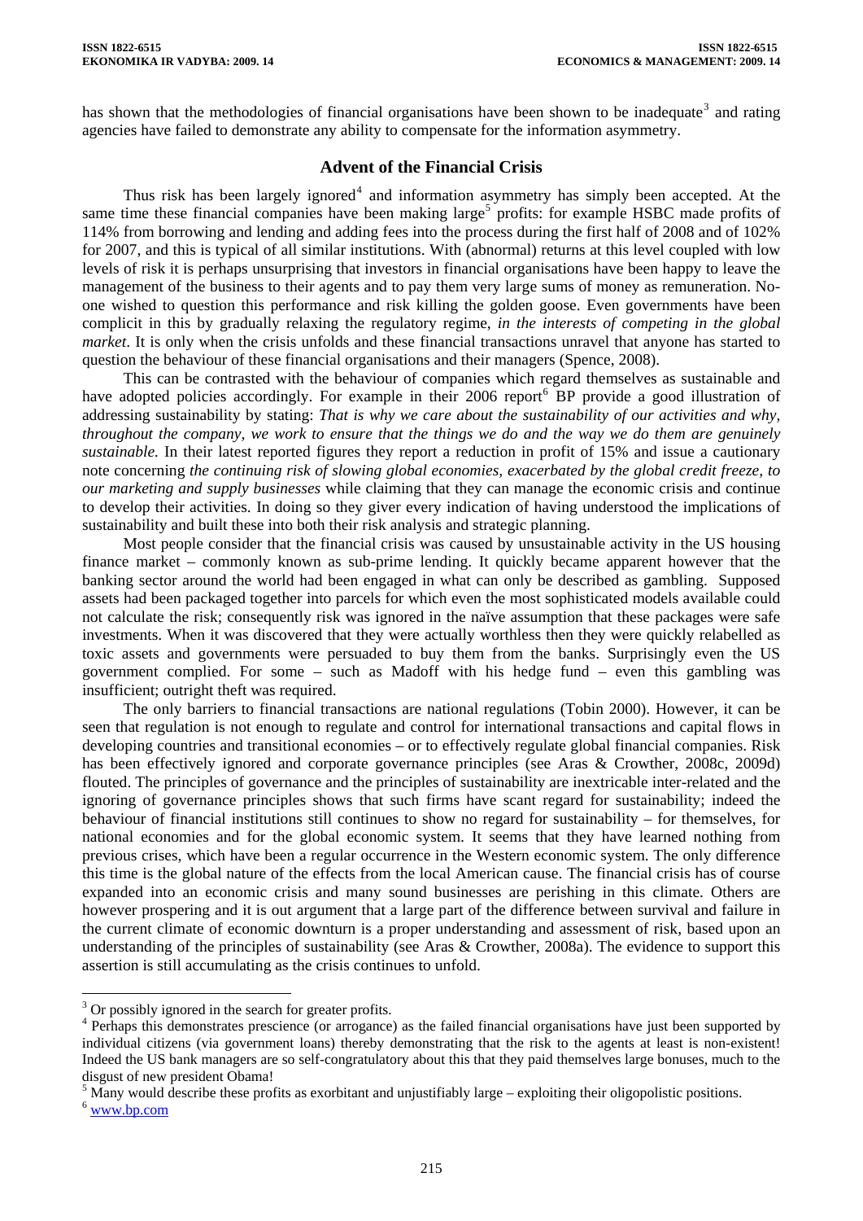has shown that the methodologies of financial organisations have been shown to be inadequate[3] and rating agencies have failed to demonstrate any ability to compensate for the information asymmetry.

## Advent of the Financial Crisis

Thus risk has been largely ignored[4] and information asymmetry has simply been accepted. At the same time these financial companies have been making large[5] profits: for example HSBC made profits of 114% from borrowing and lending and adding fees into the process during the first half of 2008 and of 102% for 2007, and this is typical of all similar institutions. With (abnormal) returns at this level coupled with low levels of risk it is perhaps unsurprising that investors in financial organisations have been happy to leave the management of the business to their agents and to pay them very large sums of money as remuneration. No-one wished to question this performance and risk killing the golden goose. Even governments have been complicit in this by gradually relaxing the regulatory regime, *in the interests of competing in the global market*. It is only when the crisis unfolds and these financial transactions unravel that anyone has started to question the behaviour of these financial organisations and their managers (Spence, 2008).

This can be contrasted with the behaviour of companies which regard themselves as sustainable and have adopted policies accordingly. For example in their 2006 report[6] BP provide a good illustration of addressing sustainability by stating: *That is why we care about the sustainability of our activities and why, throughout the company, we work to ensure that the things we do and the way we do them are genuinely sustainable.* In their latest reported figures they report a reduction in profit of 15% and issue a cautionary note concerning *the continuing risk of slowing global economies, exacerbated by the global credit freeze, to our marketing and supply businesses* while claiming that they can manage the economic crisis and continue to develop their activities. In doing so they giver every indication of having understood the implications of sustainability and built these into both their risk analysis and strategic planning.

Most people consider that the financial crisis was caused by unsustainable activity in the US housing finance market – commonly known as sub-prime lending. It quickly became apparent however that the banking sector around the world had been engaged in what can only be described as gambling. Supposed assets had been packaged together into parcels for which even the most sophisticated models available could not calculate the risk; consequently risk was ignored in the naïve assumption that these packages were safe investments. When it was discovered that they were actually worthless then they were quickly relabelled as toxic assets and governments were persuaded to buy them from the banks. Surprisingly even the US government complied. For some – such as Madoff with his hedge fund – even this gambling was insufficient; outright theft was required.

The only barriers to financial transactions are national regulations (Tobin 2000). However, it can be seen that regulation is not enough to regulate and control for international transactions and capital flows in developing countries and transitional economies – or to effectively regulate global financial companies. Risk has been effectively ignored and corporate governance principles (see Aras & Crowther, 2008c, 2009d) flouted. The principles of governance and the principles of sustainability are inextricable inter-related and the ignoring of governance principles shows that such firms have scant regard for sustainability; indeed the behaviour of financial institutions still continues to show no regard for sustainability – for themselves, for national economies and for the global economic system. It seems that they have learned nothing from previous crises, which have been a regular occurrence in the Western economic system. The only difference this time is the global nature of the effects from the local American cause. The financial crisis has of course expanded into an economic crisis and many sound businesses are perishing in this climate. Others are however prospering and it is out argument that a large part of the difference between survival and failure in the current climate of economic downturn is a proper understanding and assessment of risk, based upon an understanding of the principles of sustainability (see Aras & Crowther, 2008a). The evidence to support this assertion is still accumulating as the crisis continues to unfold.

---

[3] Or possibly ignored in the search for greater profits.

[4] Perhaps this demonstrates prescience (or arrogance) as the failed financial organisations have just been supported by individual citizens (via government loans) thereby demonstrating that the risk to the agents at least is non-existent! Indeed the US bank managers are so self-congratulatory about this that they paid themselves large bonuses, much to the disgust of new president Obama!

[5] Many would describe these profits as exorbitant and unjustifiably large – exploiting their oligopolistic positions.

[6] www.bp.com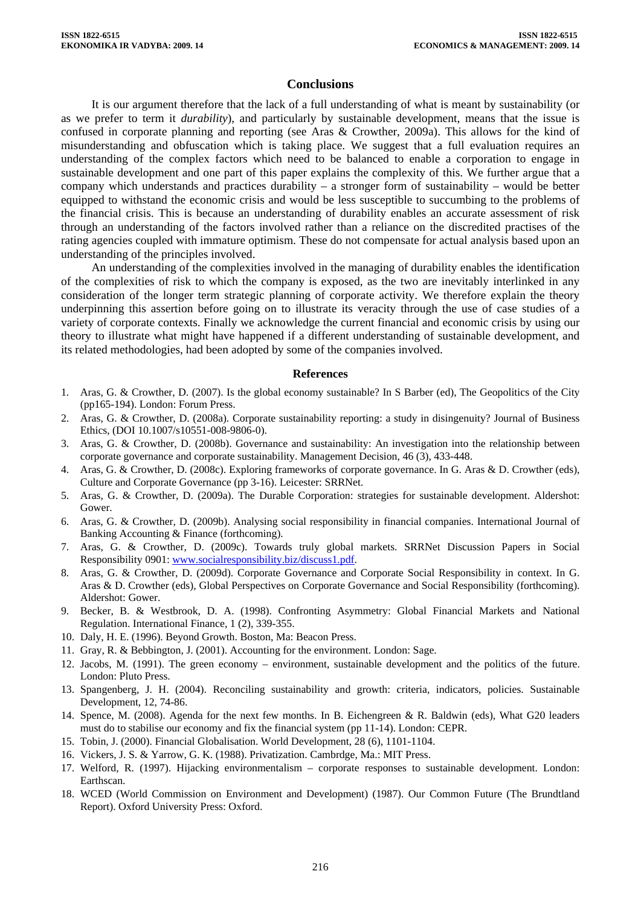## Conclusions

It is our argument therefore that the lack of a full understanding of what is meant by sustainability (or as we prefer to term it *durability*), and particularly by sustainable development, means that the issue is confused in corporate planning and reporting (see Aras & Crowther, 2009a). This allows for the kind of misunderstanding and obfuscation which is taking place. We suggest that a full evaluation requires an understanding of the complex factors which need to be balanced to enable a corporation to engage in sustainable development and one part of this paper explains the complexity of this. We further argue that a company which understands and practices durability – a stronger form of sustainability – would be better equipped to withstand the economic crisis and would be less susceptible to succumbing to the problems of the financial crisis. This is because an understanding of durability enables an accurate assessment of risk through an understanding of the factors involved rather than a reliance on the discredited practises of the rating agencies coupled with immature optimism. These do not compensate for actual analysis based upon an understanding of the principles involved.

An understanding of the complexities involved in the managing of durability enables the identification of the complexities of risk to which the company is exposed, as the two are inevitably interlinked in any consideration of the longer term strategic planning of corporate activity. We therefore explain the theory underpinning this assertion before going on to illustrate its veracity through the use of case studies of a variety of corporate contexts. Finally we acknowledge the current financial and economic crisis by using our theory to illustrate what might have happened if a different understanding of sustainable development, and its related methodologies, had been adopted by some of the companies involved.

## References

1. Aras, G. & Crowther, D. (2007). Is the global economy sustainable? In S Barber (ed), The Geopolitics of the City (pp165-194). London: Forum Press.
2. Aras, G. & Crowther, D. (2008a). Corporate sustainability reporting: a study in disingenuity? Journal of Business Ethics, (DOI 10.1007/s10551-008-9806-0).
3. Aras, G. & Crowther, D. (2008b). Governance and sustainability: An investigation into the relationship between corporate governance and corporate sustainability. Management Decision, 46 (3), 433-448.
4. Aras, G. & Crowther, D. (2008c). Exploring frameworks of corporate governance. In G. Aras & D. Crowther (eds), Culture and Corporate Governance (pp 3-16). Leicester: SRRNet.
5. Aras, G. & Crowther, D. (2009a). The Durable Corporation: strategies for sustainable development. Aldershot: Gower.
6. Aras, G. & Crowther, D. (2009b). Analysing social responsibility in financial companies. International Journal of Banking Accounting & Finance (forthcoming).
7. Aras, G. & Crowther, D. (2009c). Towards truly global markets. SRRNet Discussion Papers in Social Responsibility 0901: www.socialresponsibility.biz/discuss1.pdf.
8. Aras, G. & Crowther, D. (2009d). Corporate Governance and Corporate Social Responsibility in context. In G. Aras & D. Crowther (eds), Global Perspectives on Corporate Governance and Social Responsibility (forthcoming). Aldershot: Gower.
9. Becker, B. & Westbrook, D. A. (1998). Confronting Asymmetry: Global Financial Markets and National Regulation. International Finance, 1 (2), 339-355.
10. Daly, H. E. (1996). Beyond Growth. Boston, Ma: Beacon Press.
11. Gray, R. & Bebbington, J. (2001). Accounting for the environment. London: Sage.
12. Jacobs, M. (1991). The green economy – environment, sustainable development and the politics of the future. London: Pluto Press.
13. Spangenberg, J. H. (2004). Reconciling sustainability and growth: criteria, indicators, policies. Sustainable Development, 12, 74-86.
14. Spence, M. (2008). Agenda for the next few months. In B. Eichengreen & R. Baldwin (eds), What G20 leaders must do to stabilise our economy and fix the financial system (pp 11-14). London: CEPR.
15. Tobin, J. (2000). Financial Globalisation. World Development, 28 (6), 1101-1104.
16. Vickers, J. S. & Yarrow, G. K. (1988). Privatization. Cambrdge, Ma.: MIT Press.
17. Welford, R. (1997). Hijacking environmentalism – corporate responses to sustainable development. London: Earthscan.
18. WCED (World Commission on Environment and Development) (1987). Our Common Future (The Brundtland Report). Oxford University Press: Oxford.